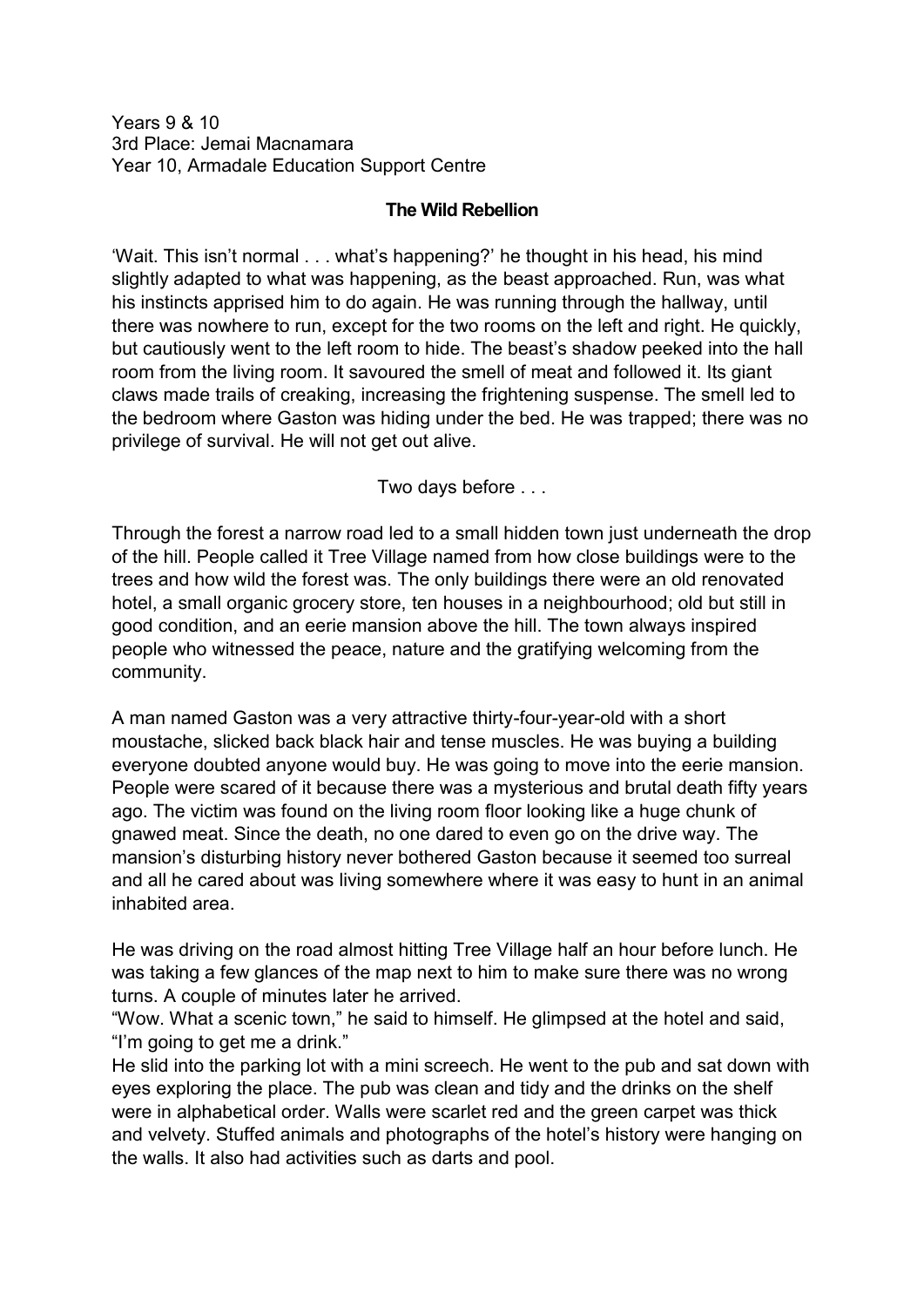Years 9 & 10
3rd Place: Jemai Macnamara
Year 10, Armadale Education Support Centre

## The Wild Rebellion

'Wait. This isn't normal . . . what's happening?' he thought in his head, his mind slightly adapted to what was happening, as the beast approached. Run, was what his instincts apprised him to do again. He was running through the hallway, until there was nowhere to run, except for the two rooms on the left and right. He quickly, but cautiously went to the left room to hide. The beast's shadow peeked into the hall room from the living room. It savoured the smell of meat and followed it. Its giant claws made trails of creaking, increasing the frightening suspense. The smell led to the bedroom where Gaston was hiding under the bed. He was trapped; there was no privilege of survival. He will not get out alive.

Two days before . . .

Through the forest a narrow road led to a small hidden town just underneath the drop of the hill. People called it Tree Village named from how close buildings were to the trees and how wild the forest was. The only buildings there were an old renovated hotel, a small organic grocery store, ten houses in a neighbourhood; old but still in good condition, and an eerie mansion above the hill. The town always inspired people who witnessed the peace, nature and the gratifying welcoming from the community.

A man named Gaston was a very attractive thirty-four-year-old with a short moustache, slicked back black hair and tense muscles. He was buying a building everyone doubted anyone would buy. He was going to move into the eerie mansion. People were scared of it because there was a mysterious and brutal death fifty years ago. The victim was found on the living room floor looking like a huge chunk of gnawed meat. Since the death, no one dared to even go on the drive way. The mansion's disturbing history never bothered Gaston because it seemed too surreal and all he cared about was living somewhere where it was easy to hunt in an animal inhabited area.

He was driving on the road almost hitting Tree Village half an hour before lunch. He was taking a few glances of the map next to him to make sure there was no wrong turns. A couple of minutes later he arrived.
"Wow. What a scenic town," he said to himself. He glimpsed at the hotel and said, "I'm going to get me a drink."
He slid into the parking lot with a mini screech. He went to the pub and sat down with eyes exploring the place. The pub was clean and tidy and the drinks on the shelf were in alphabetical order. Walls were scarlet red and the green carpet was thick and velvety. Stuffed animals and photographs of the hotel's history were hanging on the walls. It also had activities such as darts and pool.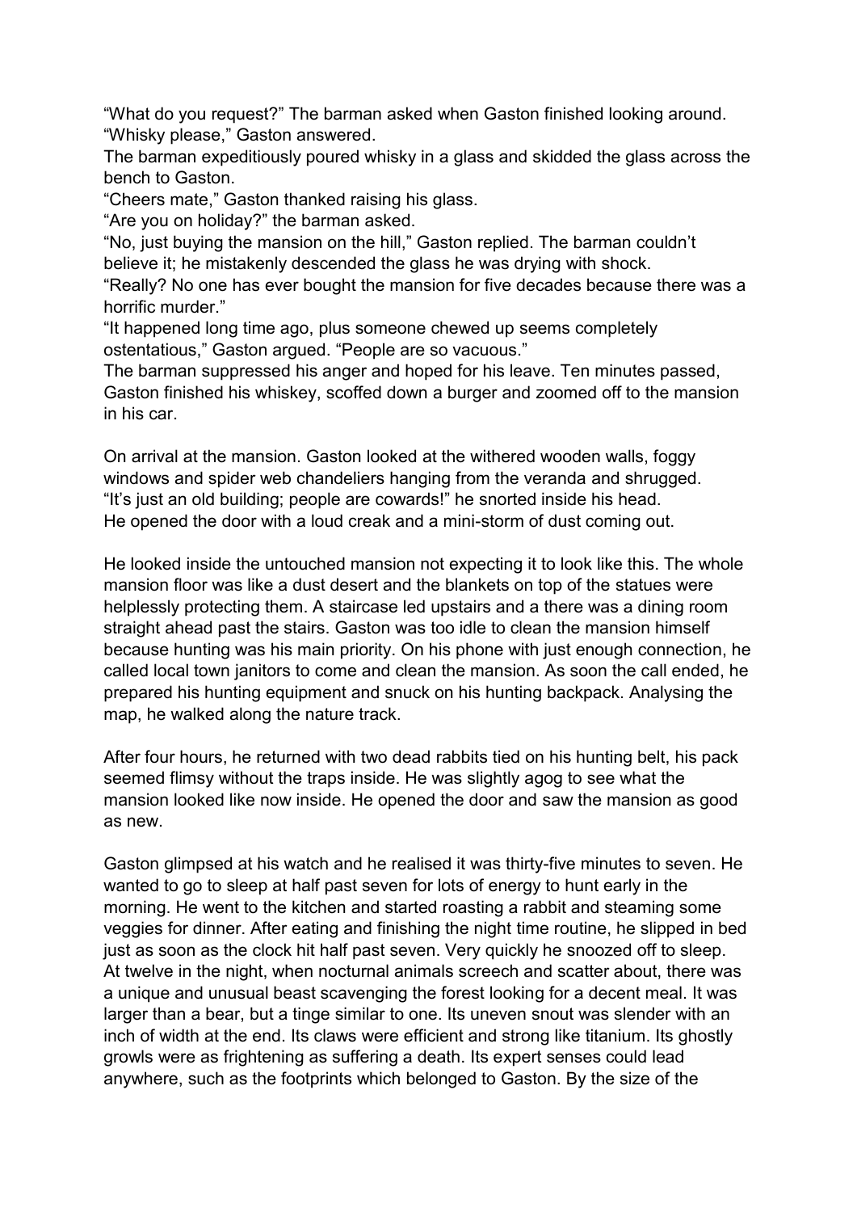"What do you request?" The barman asked when Gaston finished looking around.
"Whisky please," Gaston answered.
The barman expeditiously poured whisky in a glass and skidded the glass across the bench to Gaston.
"Cheers mate," Gaston thanked raising his glass.
"Are you on holiday?" the barman asked.
"No, just buying the mansion on the hill," Gaston replied. The barman couldn't believe it; he mistakenly descended the glass he was drying with shock.
"Really? No one has ever bought the mansion for five decades because there was a horrific murder."
"It happened long time ago, plus someone chewed up seems completely ostentatious," Gaston argued. "People are so vacuous."
The barman suppressed his anger and hoped for his leave. Ten minutes passed, Gaston finished his whiskey, scoffed down a burger and zoomed off to the mansion in his car.

On arrival at the mansion. Gaston looked at the withered wooden walls, foggy windows and spider web chandeliers hanging from the veranda and shrugged. "It's just an old building; people are cowards!" he snorted inside his head. He opened the door with a loud creak and a mini-storm of dust coming out.

He looked inside the untouched mansion not expecting it to look like this. The whole mansion floor was like a dust desert and the blankets on top of the statues were helplessly protecting them. A staircase led upstairs and a there was a dining room straight ahead past the stairs. Gaston was too idle to clean the mansion himself because hunting was his main priority. On his phone with just enough connection, he called local town janitors to come and clean the mansion. As soon the call ended, he prepared his hunting equipment and snuck on his hunting backpack. Analysing the map, he walked along the nature track.

After four hours, he returned with two dead rabbits tied on his hunting belt, his pack seemed flimsy without the traps inside. He was slightly agog to see what the mansion looked like now inside. He opened the door and saw the mansion as good as new.

Gaston glimpsed at his watch and he realised it was thirty-five minutes to seven. He wanted to go to sleep at half past seven for lots of energy to hunt early in the morning. He went to the kitchen and started roasting a rabbit and steaming some veggies for dinner. After eating and finishing the night time routine, he slipped in bed just as soon as the clock hit half past seven. Very quickly he snoozed off to sleep. At twelve in the night, when nocturnal animals screech and scatter about, there was a unique and unusual beast scavenging the forest looking for a decent meal. It was larger than a bear, but a tinge similar to one. Its uneven snout was slender with an inch of width at the end. Its claws were efficient and strong like titanium. Its ghostly growls were as frightening as suffering a death. Its expert senses could lead anywhere, such as the footprints which belonged to Gaston. By the size of the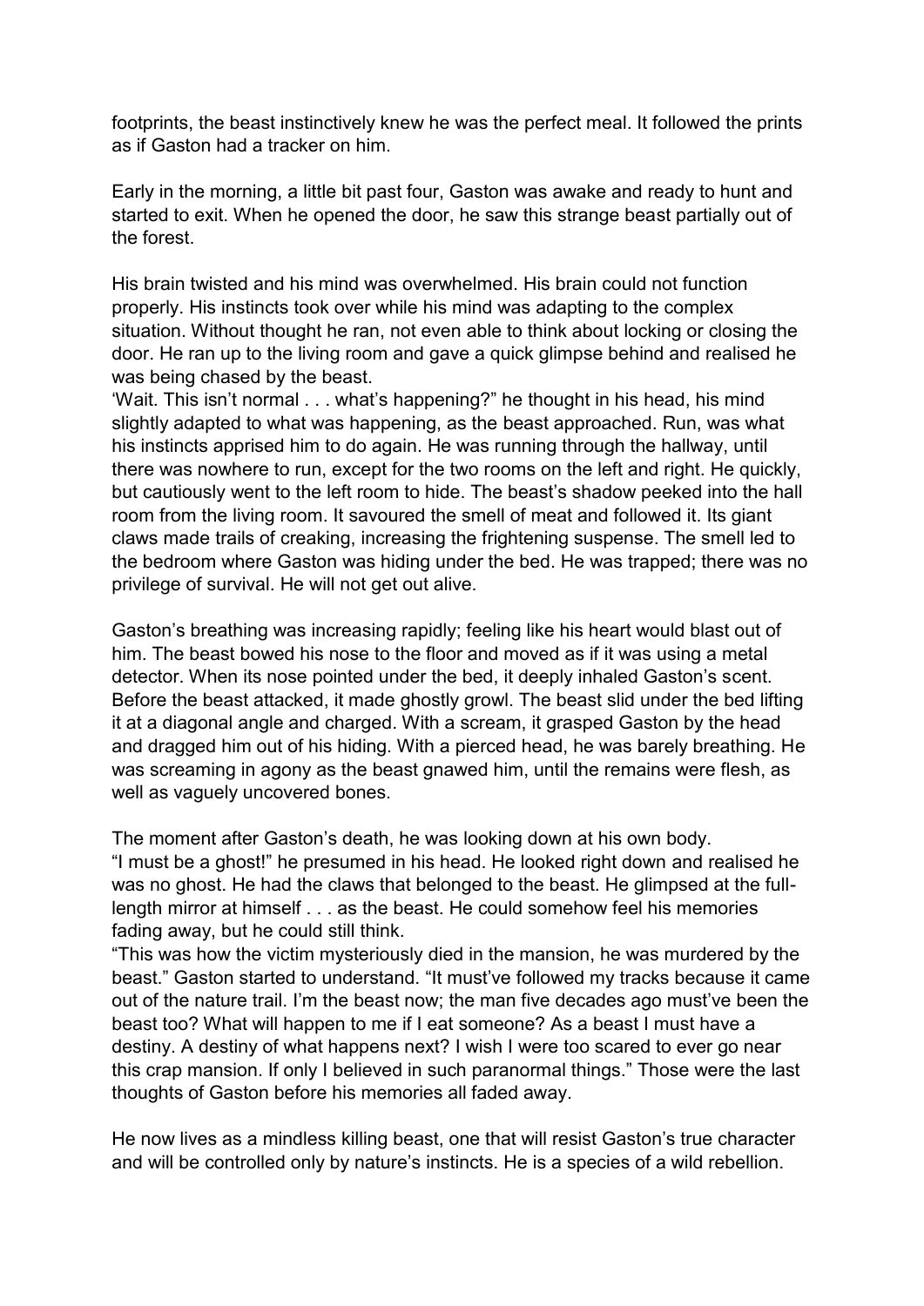footprints, the beast instinctively knew he was the perfect meal. It followed the prints as if Gaston had a tracker on him.

Early in the morning, a little bit past four, Gaston was awake and ready to hunt and started to exit. When he opened the door, he saw this strange beast partially out of the forest.

His brain twisted and his mind was overwhelmed. His brain could not function properly. His instincts took over while his mind was adapting to the complex situation. Without thought he ran, not even able to think about locking or closing the door. He ran up to the living room and gave a quick glimpse behind and realised he was being chased by the beast.
'Wait. This isn't normal . . . what's happening?" he thought in his head, his mind slightly adapted to what was happening, as the beast approached. Run, was what his instincts apprised him to do again. He was running through the hallway, until there was nowhere to run, except for the two rooms on the left and right. He quickly, but cautiously went to the left room to hide. The beast's shadow peeked into the hall room from the living room. It savoured the smell of meat and followed it. Its giant claws made trails of creaking, increasing the frightening suspense. The smell led to the bedroom where Gaston was hiding under the bed. He was trapped; there was no privilege of survival. He will not get out alive.

Gaston's breathing was increasing rapidly; feeling like his heart would blast out of him. The beast bowed his nose to the floor and moved as if it was using a metal detector. When its nose pointed under the bed, it deeply inhaled Gaston's scent. Before the beast attacked, it made ghostly growl. The beast slid under the bed lifting it at a diagonal angle and charged. With a scream, it grasped Gaston by the head and dragged him out of his hiding. With a pierced head, he was barely breathing. He was screaming in agony as the beast gnawed him, until the remains were flesh, as well as vaguely uncovered bones.

The moment after Gaston's death, he was looking down at his own body.
"I must be a ghost!" he presumed in his head. He looked right down and realised he was no ghost. He had the claws that belonged to the beast. He glimpsed at the full-length mirror at himself . . . as the beast. He could somehow feel his memories fading away, but he could still think.
"This was how the victim mysteriously died in the mansion, he was murdered by the beast." Gaston started to understand. "It must've followed my tracks because it came out of the nature trail. I'm the beast now; the man five decades ago must've been the beast too? What will happen to me if I eat someone? As a beast I must have a destiny. A destiny of what happens next? I wish I were too scared to ever go near this crap mansion. If only I believed in such paranormal things." Those were the last thoughts of Gaston before his memories all faded away.

He now lives as a mindless killing beast, one that will resist Gaston's true character and will be controlled only by nature's instincts. He is a species of a wild rebellion.